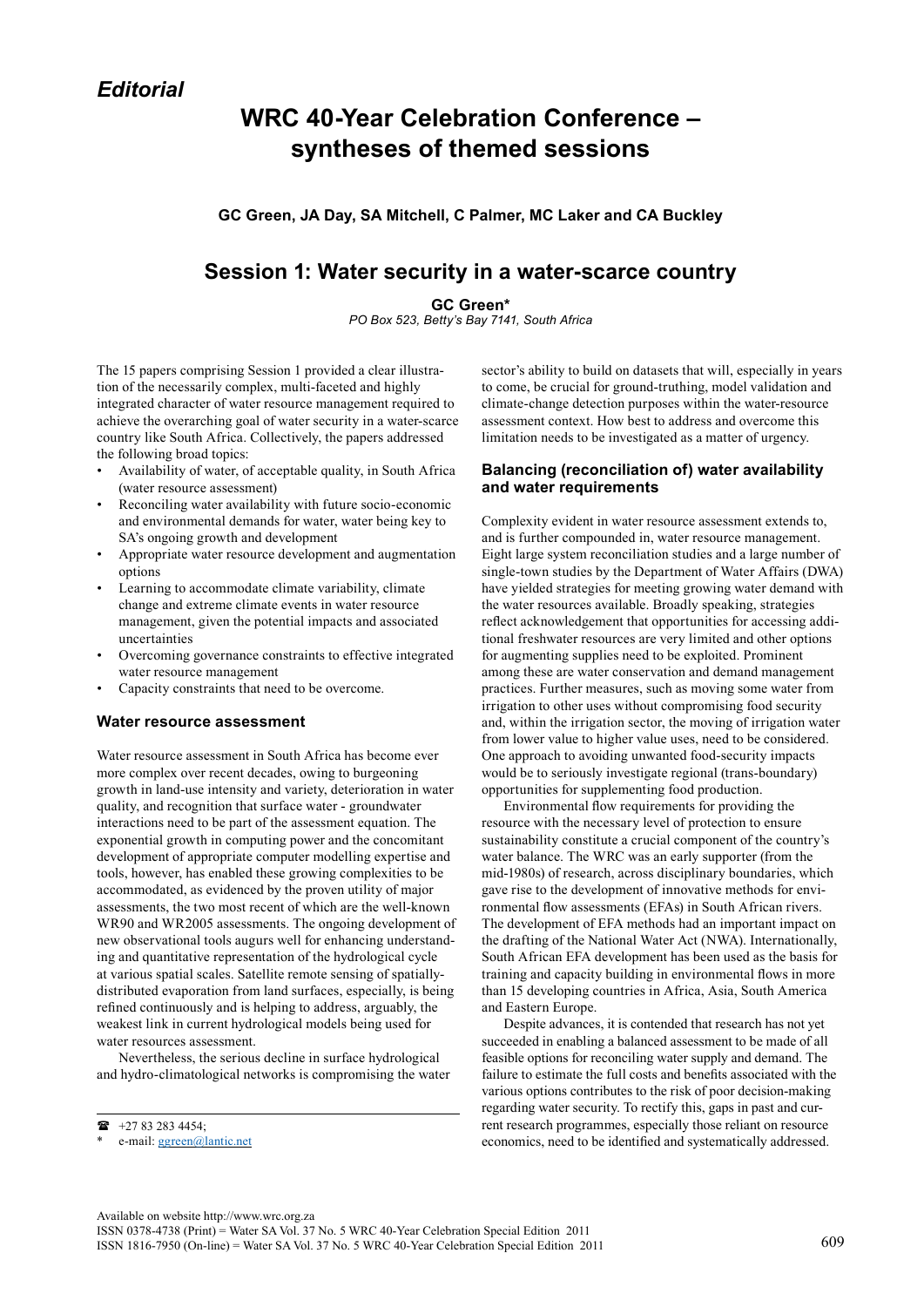*Editorial*

# WRC 40-Year Celebration Conference – syntheses of themed sessions

**GC Green, JA Day, SA Mitchell, C Palmer, MC Laker and CA Buckley**

## Session 1: Water security in a water-scarce country

**GC Green***

*PO Box 523, Betty's Bay 7141, South Africa*

The 15 papers comprising Session 1 provided a clear illustration of the necessarily complex, multi-faceted and highly integrated character of water resource management required to achieve the overarching goal of water security in a water-scarce country like South Africa. Collectively, the papers addressed the following broad topics:

- Availability of water, of acceptable quality, in South Africa (water resource assessment)
- Reconciling water availability with future socio-economic and environmental demands for water, water being key to SA's ongoing growth and development
- Appropriate water resource development and augmentation options
- Learning to accommodate climate variability, climate change and extreme climate events in water resource management, given the potential impacts and associated uncertainties
- Overcoming governance constraints to effective integrated water resource management
- Capacity constraints that need to be overcome.

### Water resource assessment

Water resource assessment in South Africa has become ever more complex over recent decades, owing to burgeoning growth in land-use intensity and variety, deterioration in water quality, and recognition that surface water - groundwater interactions need to be part of the assessment equation. The exponential growth in computing power and the concomitant development of appropriate computer modelling expertise and tools, however, has enabled these growing complexities to be accommodated, as evidenced by the proven utility of major assessments, the two most recent of which are the well-known WR90 and WR2005 assessments. The ongoing development of new observational tools augurs well for enhancing understanding and quantitative representation of the hydrological cycle at various spatial scales. Satellite remote sensing of spatially-distributed evaporation from land surfaces, especially, is being refined continuously and is helping to address, arguably, the weakest link in current hydrological models being used for water resources assessment.

Nevertheless, the serious decline in surface hydrological and hydro-climatological networks is compromising the water sector's ability to build on datasets that will, especially in years to come, be crucial for ground-truthing, model validation and climate-change detection purposes within the water-resource assessment context. How best to address and overcome this limitation needs to be investigated as a matter of urgency.

### Balancing (reconciliation of) water availability and water requirements

Complexity evident in water resource assessment extends to, and is further compounded in, water resource management. Eight large system reconciliation studies and a large number of single-town studies by the Department of Water Affairs (DWA) have yielded strategies for meeting growing water demand with the water resources available. Broadly speaking, strategies reflect acknowledgement that opportunities for accessing additional freshwater resources are very limited and other options for augmenting supplies need to be exploited. Prominent among these are water conservation and demand management practices. Further measures, such as moving some water from irrigation to other uses without compromising food security and, within the irrigation sector, the moving of irrigation water from lower value to higher value uses, need to be considered. One approach to avoiding unwanted food-security impacts would be to seriously investigate regional (trans-boundary) opportunities for supplementing food production.

Environmental flow requirements for providing the resource with the necessary level of protection to ensure sustainability constitute a crucial component of the country's water balance. The WRC was an early supporter (from the mid-1980s) of research, across disciplinary boundaries, which gave rise to the development of innovative methods for environmental flow assessments (EFAs) in South African rivers. The development of EFA methods had an important impact on the drafting of the National Water Act (NWA). Internationally, South African EFA development has been used as the basis for training and capacity building in environmental flows in more than 15 developing countries in Africa, Asia, South America and Eastern Europe.

Despite advances, it is contended that research has not yet succeeded in enabling a balanced assessment to be made of all feasible options for reconciling water supply and demand. The failure to estimate the full costs and benefits associated with the various options contributes to the risk of poor decision-making regarding water security. To rectify this, gaps in past and current research programmes, especially those reliant on resource economics, need to be identified and systematically addressed.

☎ +27 83 283 4454;

\* e-mail: ggreen@lantic.net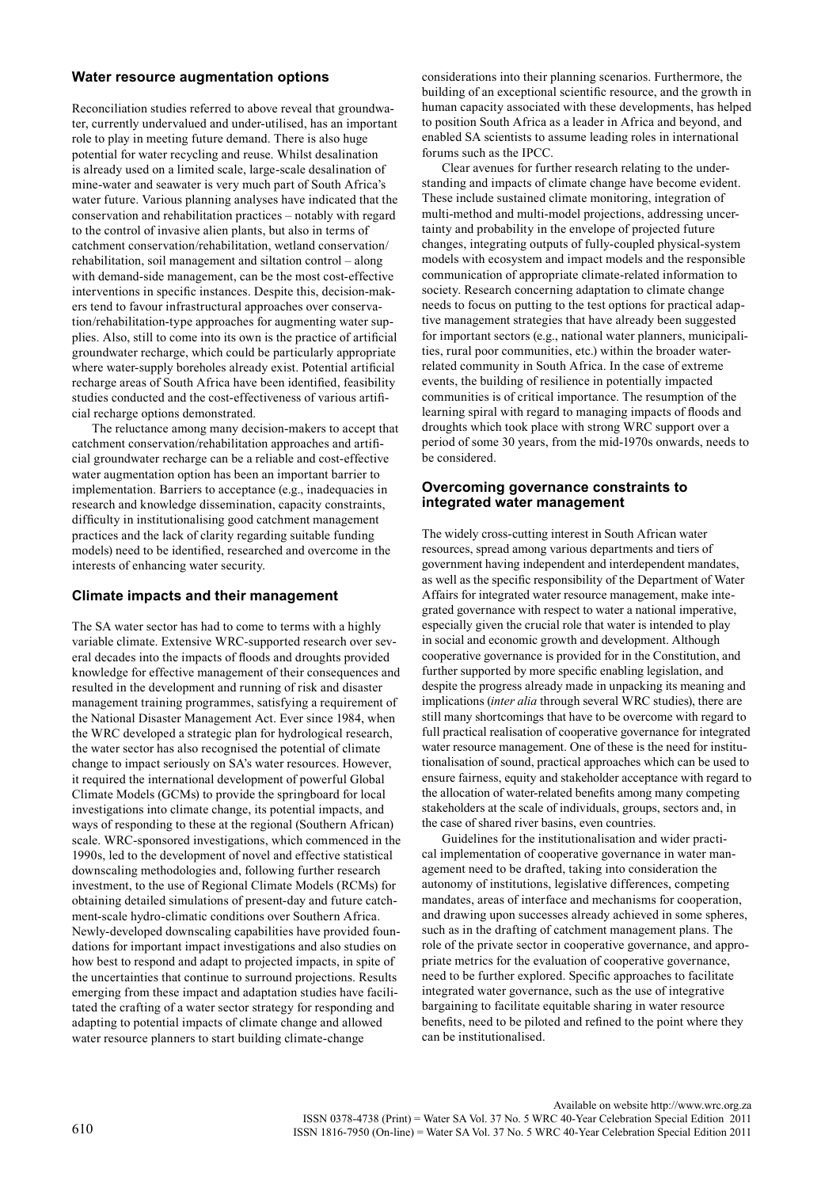## Water resource augmentation options

Reconciliation studies referred to above reveal that groundwater, currently undervalued and under-utilised, has an important role to play in meeting future demand. There is also huge potential for water recycling and reuse. Whilst desalination is already used on a limited scale, large-scale desalination of mine-water and seawater is very much part of South Africa's water future. Various planning analyses have indicated that the conservation and rehabilitation practices – notably with regard to the control of invasive alien plants, but also in terms of catchment conservation/rehabilitation, wetland conservation/rehabilitation, soil management and siltation control – along with demand-side management, can be the most cost-effective interventions in specific instances. Despite this, decision-makers tend to favour infrastructural approaches over conservation/rehabilitation-type approaches for augmenting water supplies. Also, still to come into its own is the practice of artificial groundwater recharge, which could be particularly appropriate where water-supply boreholes already exist. Potential artificial recharge areas of South Africa have been identified, feasibility studies conducted and the cost-effectiveness of various artificial recharge options demonstrated.

The reluctance among many decision-makers to accept that catchment conservation/rehabilitation approaches and artificial groundwater recharge can be a reliable and cost-effective water augmentation option has been an important barrier to implementation. Barriers to acceptance (e.g., inadequacies in research and knowledge dissemination, capacity constraints, difficulty in institutionalising good catchment management practices and the lack of clarity regarding suitable funding models) need to be identified, researched and overcome in the interests of enhancing water security.

## Climate impacts and their management

The SA water sector has had to come to terms with a highly variable climate. Extensive WRC-supported research over several decades into the impacts of floods and droughts provided knowledge for effective management of their consequences and resulted in the development and running of risk and disaster management training programmes, satisfying a requirement of the National Disaster Management Act. Ever since 1984, when the WRC developed a strategic plan for hydrological research, the water sector has also recognised the potential of climate change to impact seriously on SA's water resources. However, it required the international development of powerful Global Climate Models (GCMs) to provide the springboard for local investigations into climate change, its potential impacts, and ways of responding to these at the regional (Southern African) scale. WRC-sponsored investigations, which commenced in the 1990s, led to the development of novel and effective statistical downscaling methodologies and, following further research investment, to the use of Regional Climate Models (RCMs) for obtaining detailed simulations of present-day and future catchment-scale hydro-climatic conditions over Southern Africa. Newly-developed downscaling capabilities have provided foundations for important impact investigations and also studies on how best to respond and adapt to projected impacts, in spite of the uncertainties that continue to surround projections. Results emerging from these impact and adaptation studies have facilitated the crafting of a water sector strategy for responding and adapting to potential impacts of climate change and allowed water resource planners to start building climate-change considerations into their planning scenarios. Furthermore, the building of an exceptional scientific resource, and the growth in human capacity associated with these developments, has helped to position South Africa as a leader in Africa and beyond, and enabled SA scientists to assume leading roles in international forums such as the IPCC.

Clear avenues for further research relating to the understanding and impacts of climate change have become evident. These include sustained climate monitoring, integration of multi-method and multi-model projections, addressing uncertainty and probability in the envelope of projected future changes, integrating outputs of fully-coupled physical-system models with ecosystem and impact models and the responsible communication of appropriate climate-related information to society. Research concerning adaptation to climate change needs to focus on putting to the test options for practical adaptive management strategies that have already been suggested for important sectors (e.g., national water planners, municipalities, rural poor communities, etc.) within the broader water-related community in South Africa. In the case of extreme events, the building of resilience in potentially impacted communities is of critical importance. The resumption of the learning spiral with regard to managing impacts of floods and droughts which took place with strong WRC support over a period of some 30 years, from the mid-1970s onwards, needs to be considered.

## Overcoming governance constraints to integrated water management

The widely cross-cutting interest in South African water resources, spread among various departments and tiers of government having independent and interdependent mandates, as well as the specific responsibility of the Department of Water Affairs for integrated water resource management, make integrated governance with respect to water a national imperative, especially given the crucial role that water is intended to play in social and economic growth and development. Although cooperative governance is provided for in the Constitution, and further supported by more specific enabling legislation, and despite the progress already made in unpacking its meaning and implications (*inter alia* through several WRC studies), there are still many shortcomings that have to be overcome with regard to full practical realisation of cooperative governance for integrated water resource management. One of these is the need for institutionalisation of sound, practical approaches which can be used to ensure fairness, equity and stakeholder acceptance with regard to the allocation of water-related benefits among many competing stakeholders at the scale of individuals, groups, sectors and, in the case of shared river basins, even countries.

Guidelines for the institutionalisation and wider practical implementation of cooperative governance in water management need to be drafted, taking into consideration the autonomy of institutions, legislative differences, competing mandates, areas of interface and mechanisms for cooperation, and drawing upon successes already achieved in some spheres, such as in the drafting of catchment management plans. The role of the private sector in cooperative governance, and appropriate metrics for the evaluation of cooperative governance, need to be further explored. Specific approaches to facilitate integrated water governance, such as the use of integrative bargaining to facilitate equitable sharing in water resource benefits, need to be piloted and refined to the point where they can be institutionalised.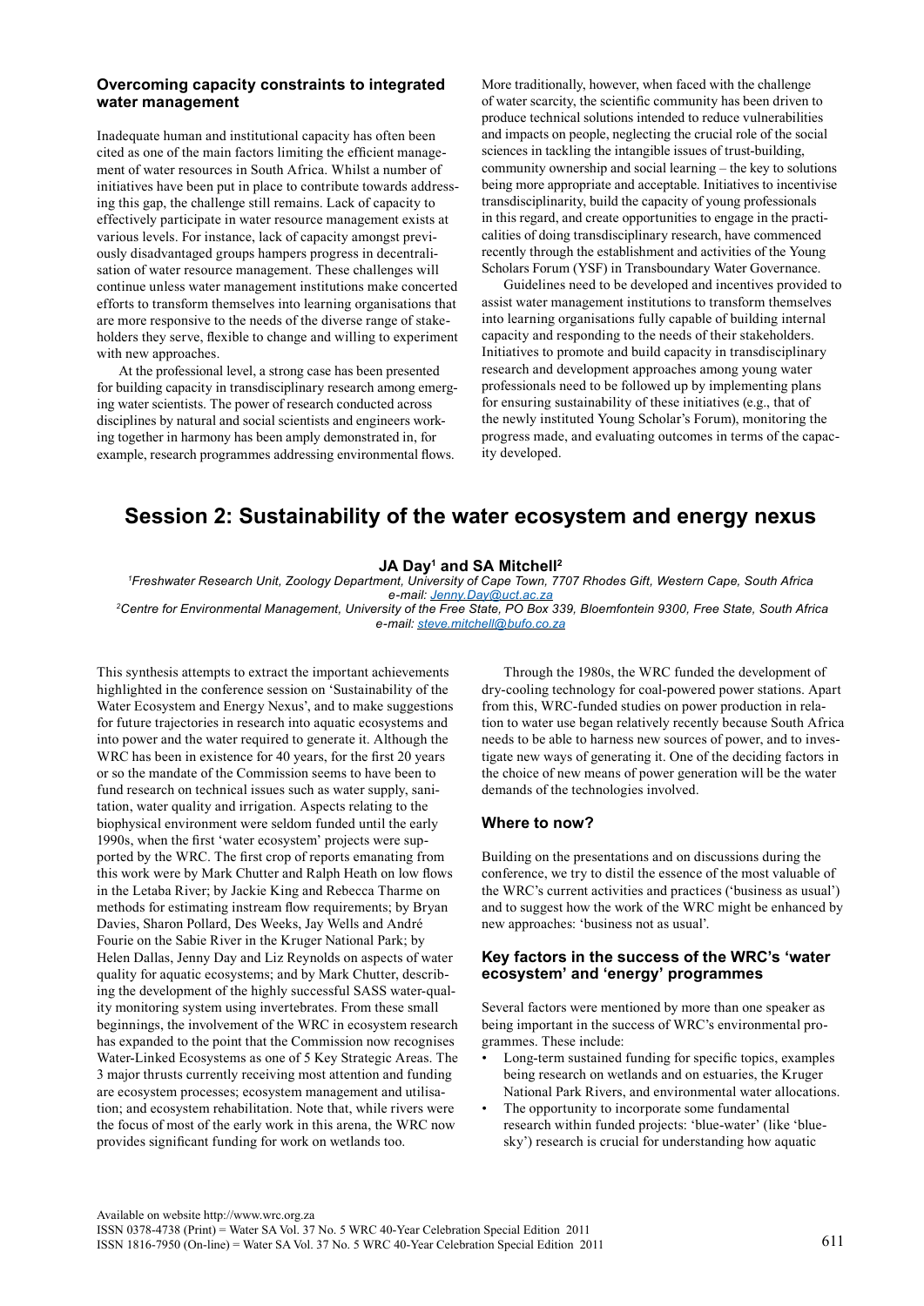### Overcoming capacity constraints to integrated water management

Inadequate human and institutional capacity has often been cited as one of the main factors limiting the efficient management of water resources in South Africa. Whilst a number of initiatives have been put in place to contribute towards addressing this gap, the challenge still remains. Lack of capacity to effectively participate in water resource management exists at various levels. For instance, lack of capacity amongst previously disadvantaged groups hampers progress in decentralisation of water resource management. These challenges will continue unless water management institutions make concerted efforts to transform themselves into learning organisations that are more responsive to the needs of the diverse range of stakeholders they serve, flexible to change and willing to experiment with new approaches.

At the professional level, a strong case has been presented for building capacity in transdisciplinary research among emerging water scientists. The power of research conducted across disciplines by natural and social scientists and engineers working together in harmony has been amply demonstrated in, for example, research programmes addressing environmental flows. More traditionally, however, when faced with the challenge of water scarcity, the scientific community has been driven to produce technical solutions intended to reduce vulnerabilities and impacts on people, neglecting the crucial role of the social sciences in tackling the intangible issues of trust-building, community ownership and social learning – the key to solutions being more appropriate and acceptable. Initiatives to incentivise transdisciplinarity, build the capacity of young professionals in this regard, and create opportunities to engage in the practicalities of doing transdisciplinary research, have commenced recently through the establishment and activities of the Young Scholars Forum (YSF) in Transboundary Water Governance.

Guidelines need to be developed and incentives provided to assist water management institutions to transform themselves into learning organisations fully capable of building internal capacity and responding to the needs of their stakeholders. Initiatives to promote and build capacity in transdisciplinary research and development approaches among young water professionals need to be followed up by implementing plans for ensuring sustainability of these initiatives (e.g., that of the newly instituted Young Scholar's Forum), monitoring the progress made, and evaluating outcomes in terms of the capacity developed.

## Session 2: Sustainability of the water ecosystem and energy nexus

**JA Day[1] and SA Mitchell[2]**

[1]*Freshwater Research Unit, Zoology Department, University of Cape Town, 7707 Rhodes Gift, Western Cape, South Africa*
*e-mail: Jenny.Day@uct.ac.za*
[2]*Centre for Environmental Management, University of the Free State, PO Box 339, Bloemfontein 9300, Free State, South Africa*
*e-mail: steve.mitchell@bufo.co.za*

This synthesis attempts to extract the important achievements highlighted in the conference session on 'Sustainability of the Water Ecosystem and Energy Nexus', and to make suggestions for future trajectories in research into aquatic ecosystems and into power and the water required to generate it. Although the WRC has been in existence for 40 years, for the first 20 years or so the mandate of the Commission seems to have been to fund research on technical issues such as water supply, sanitation, water quality and irrigation. Aspects relating to the biophysical environment were seldom funded until the early 1990s, when the first 'water ecosystem' projects were supported by the WRC. The first crop of reports emanating from this work were by Mark Chutter and Ralph Heath on low flows in the Letaba River; by Jackie King and Rebecca Tharme on methods for estimating instream flow requirements; by Bryan Davies, Sharon Pollard, Des Weeks, Jay Wells and André Fourie on the Sabie River in the Kruger National Park; by Helen Dallas, Jenny Day and Liz Reynolds on aspects of water quality for aquatic ecosystems; and by Mark Chutter, describing the development of the highly successful SASS water-quality monitoring system using invertebrates. From these small beginnings, the involvement of the WRC in ecosystem research has expanded to the point that the Commission now recognises Water-Linked Ecosystems as one of 5 Key Strategic Areas. The 3 major thrusts currently receiving most attention and funding are ecosystem processes; ecosystem management and utilisation; and ecosystem rehabilitation. Note that, while rivers were the focus of most of the early work in this arena, the WRC now provides significant funding for work on wetlands too.

Through the 1980s, the WRC funded the development of dry-cooling technology for coal-powered power stations. Apart from this, WRC-funded studies on power production in relation to water use began relatively recently because South Africa needs to be able to harness new sources of power, and to investigate new ways of generating it. One of the deciding factors in the choice of new means of power generation will be the water demands of the technologies involved.

### Where to now?

Building on the presentations and on discussions during the conference, we try to distil the essence of the most valuable of the WRC's current activities and practices ('business as usual') and to suggest how the work of the WRC might be enhanced by new approaches: 'business not as usual'.

### Key factors in the success of the WRC's 'water ecosystem' and 'energy' programmes

Several factors were mentioned by more than one speaker as being important in the success of WRC's environmental programmes. These include:

- Long-term sustained funding for specific topics, examples being research on wetlands and on estuaries, the Kruger National Park Rivers, and environmental water allocations.
- The opportunity to incorporate some fundamental research within funded projects: 'blue-water' (like 'blue-sky') research is crucial for understanding how aquatic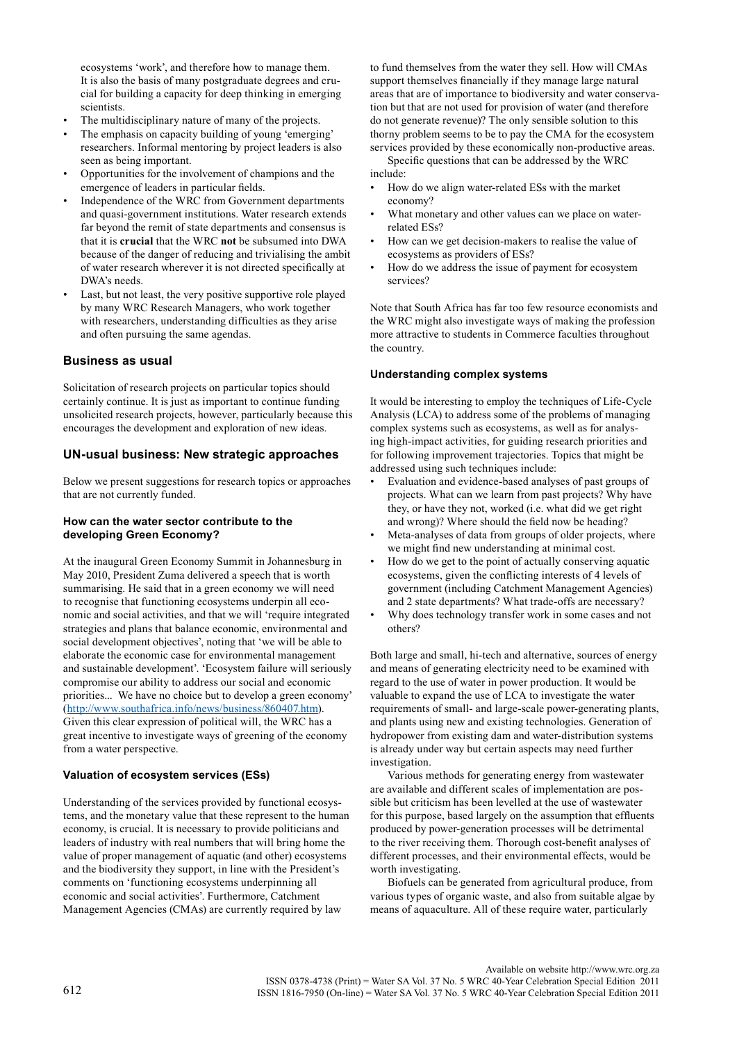ecosystems 'work', and therefore how to manage them. It is also the basis of many postgraduate degrees and crucial for building a capacity for deep thinking in emerging scientists.

- The multidisciplinary nature of many of the projects.
- The emphasis on capacity building of young 'emerging' researchers. Informal mentoring by project leaders is also seen as being important.
- Opportunities for the involvement of champions and the emergence of leaders in particular fields.
- Independence of the WRC from Government departments and quasi-government institutions. Water research extends far beyond the remit of state departments and consensus is that it is **crucial** that the WRC **not** be subsumed into DWA because of the danger of reducing and trivialising the ambit of water research wherever it is not directed specifically at DWA's needs.
- Last, but not least, the very positive supportive role played by many WRC Research Managers, who work together with researchers, understanding difficulties as they arise and often pursuing the same agendas.

## Business as usual

Solicitation of research projects on particular topics should certainly continue. It is just as important to continue funding unsolicited research projects, however, particularly because this encourages the development and exploration of new ideas.

## UN-usual business: New strategic approaches

Below we present suggestions for research topics or approaches that are not currently funded.

### How can the water sector contribute to the developing Green Economy?

At the inaugural Green Economy Summit in Johannesburg in May 2010, President Zuma delivered a speech that is worth summarising. He said that in a green economy we will need to recognise that functioning ecosystems underpin all economic and social activities, and that we will 'require integrated strategies and plans that balance economic, environmental and social development objectives', noting that 'we will be able to elaborate the economic case for environmental management and sustainable development'. 'Ecosystem failure will seriously compromise our ability to address our social and economic priorities... We have no choice but to develop a green economy' (http://www.southafrica.info/news/business/860407.htm). Given this clear expression of political will, the WRC has a great incentive to investigate ways of greening of the economy from a water perspective.

### Valuation of ecosystem services (ESs)

Understanding of the services provided by functional ecosystems, and the monetary value that these represent to the human economy, is crucial. It is necessary to provide politicians and leaders of industry with real numbers that will bring home the value of proper management of aquatic (and other) ecosystems and the biodiversity they support, in line with the President's comments on 'functioning ecosystems underpinning all economic and social activities'. Furthermore, Catchment Management Agencies (CMAs) are currently required by law to fund themselves from the water they sell. How will CMAs support themselves financially if they manage large natural areas that are of importance to biodiversity and water conservation but that are not used for provision of water (and therefore do not generate revenue)? The only sensible solution to this thorny problem seems to be to pay the CMA for the ecosystem services provided by these economically non-productive areas.

Specific questions that can be addressed by the WRC include:

- How do we align water-related ESs with the market economy?
- What monetary and other values can we place on water-related ESs?
- How can we get decision-makers to realise the value of ecosystems as providers of ESs?
- How do we address the issue of payment for ecosystem services?

Note that South Africa has far too few resource economists and the WRC might also investigate ways of making the profession more attractive to students in Commerce faculties throughout the country.

### Understanding complex systems

It would be interesting to employ the techniques of Life-Cycle Analysis (LCA) to address some of the problems of managing complex systems such as ecosystems, as well as for analysing high-impact activities, for guiding research priorities and for following improvement trajectories. Topics that might be addressed using such techniques include:

- Evaluation and evidence-based analyses of past groups of projects. What can we learn from past projects? Why have they, or have they not, worked (i.e. what did we get right and wrong)? Where should the field now be heading?
- Meta-analyses of data from groups of older projects, where we might find new understanding at minimal cost.
- How do we get to the point of actually conserving aquatic ecosystems, given the conflicting interests of 4 levels of government (including Catchment Management Agencies) and 2 state departments? What trade-offs are necessary?
- Why does technology transfer work in some cases and not others?

Both large and small, hi-tech and alternative, sources of energy and means of generating electricity need to be examined with regard to the use of water in power production. It would be valuable to expand the use of LCA to investigate the water requirements of small- and large-scale power-generating plants, and plants using new and existing technologies. Generation of hydropower from existing dam and water-distribution systems is already under way but certain aspects may need further investigation.

Various methods for generating energy from wastewater are available and different scales of implementation are possible but criticism has been levelled at the use of wastewater for this purpose, based largely on the assumption that effluents produced by power-generation processes will be detrimental to the river receiving them. Thorough cost-benefit analyses of different processes, and their environmental effects, would be worth investigating.

Biofuels can be generated from agricultural produce, from various types of organic waste, and also from suitable algae by means of aquaculture. All of these require water, particularly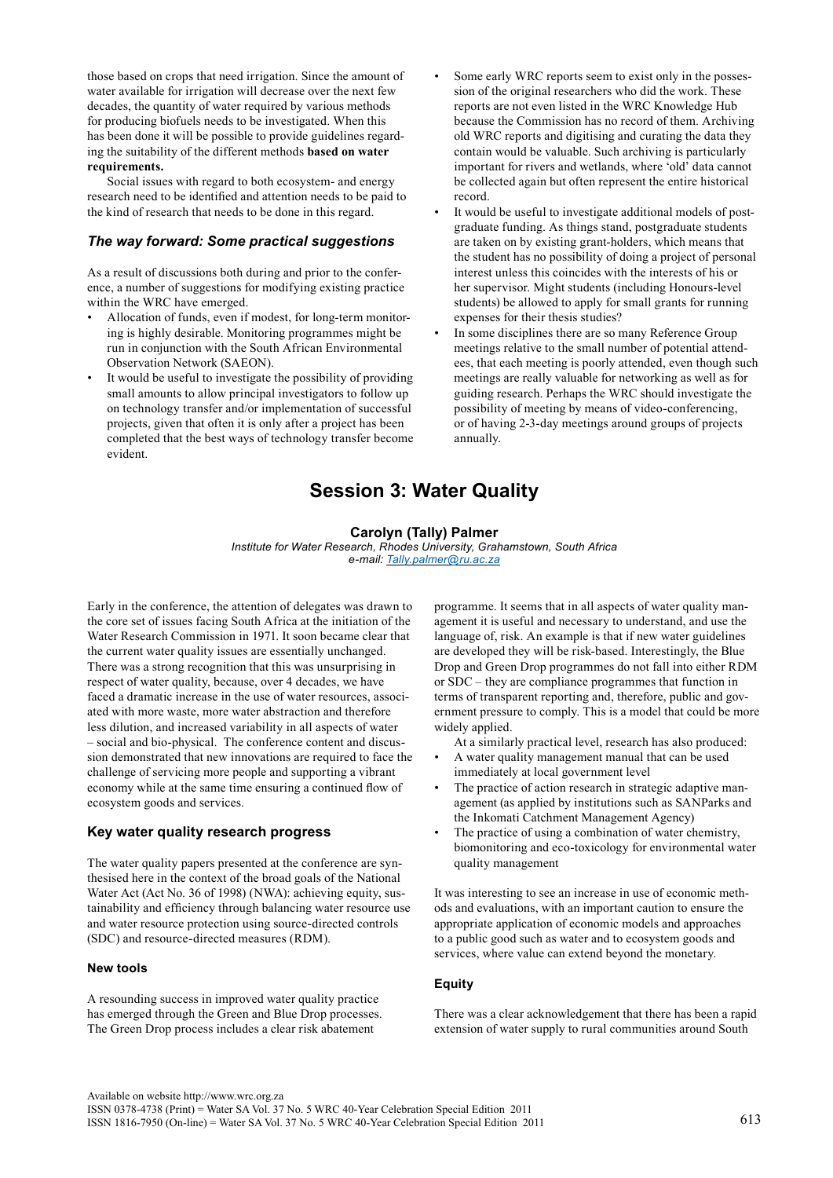those based on crops that need irrigation. Since the amount of water available for irrigation will decrease over the next few decades, the quantity of water required by various methods for producing biofuels needs to be investigated. When this has been done it will be possible to provide guidelines regarding the suitability of the different methods **based on water requirements.**

Social issues with regard to both ecosystem- and energy research need to be identified and attention needs to be paid to the kind of research that needs to be done in this regard.

### *The way forward: Some practical suggestions*

As a result of discussions both during and prior to the conference, a number of suggestions for modifying existing practice within the WRC have emerged.

- Allocation of funds, even if modest, for long-term monitoring is highly desirable. Monitoring programmes might be run in conjunction with the South African Environmental Observation Network (SAEON).
- It would be useful to investigate the possibility of providing small amounts to allow principal investigators to follow up on technology transfer and/or implementation of successful projects, given that often it is only after a project has been completed that the best ways of technology transfer become evident.
- Some early WRC reports seem to exist only in the possession of the original researchers who did the work. These reports are not even listed in the WRC Knowledge Hub because the Commission has no record of them. Archiving old WRC reports and digitising and curating the data they contain would be valuable. Such archiving is particularly important for rivers and wetlands, where 'old' data cannot be collected again but often represent the entire historical record.
- It would be useful to investigate additional models of postgraduate funding. As things stand, postgraduate students are taken on by existing grant-holders, which means that the student has no possibility of doing a project of personal interest unless this coincides with the interests of his or her supervisor. Might students (including Honours-level students) be allowed to apply for small grants for running expenses for their thesis studies?
- In some disciplines there are so many Reference Group meetings relative to the small number of potential attendees, that each meeting is poorly attended, even though such meetings are really valuable for networking as well as for guiding research. Perhaps the WRC should investigate the possibility of meeting by means of video-conferencing, or of having 2-3-day meetings around groups of projects annually.

# Session 3: Water Quality

**Carolyn (Tally) Palmer**
*Institute for Water Research, Rhodes University, Grahamstown, South Africa*
*e-mail: Tally.palmer@ru.ac.za*

Early in the conference, the attention of delegates was drawn to the core set of issues facing South Africa at the initiation of the Water Research Commission in 1971. It soon became clear that the current water quality issues are essentially unchanged. There was a strong recognition that this was unsurprising in respect of water quality, because, over 4 decades, we have faced a dramatic increase in the use of water resources, associated with more waste, more water abstraction and therefore less dilution, and increased variability in all aspects of water – social and bio-physical. The conference content and discussion demonstrated that new innovations are required to face the challenge of servicing more people and supporting a vibrant economy while at the same time ensuring a continued flow of ecosystem goods and services.

## Key water quality research progress

The water quality papers presented at the conference are synthesised here in the context of the broad goals of the National Water Act (Act No. 36 of 1998) (NWA): achieving equity, sustainability and efficiency through balancing water resource use and water resource protection using source-directed controls (SDC) and resource-directed measures (RDM).

### New tools

A resounding success in improved water quality practice has emerged through the Green and Blue Drop processes. The Green Drop process includes a clear risk abatement programme. It seems that in all aspects of water quality management it is useful and necessary to understand, and use the language of, risk. An example is that if new water guidelines are developed they will be risk-based. Interestingly, the Blue Drop and Green Drop programmes do not fall neatly into either RDM or SDC – they are compliance programmes that function in terms of transparent reporting and, therefore, public and government pressure to comply. This is a model that could be more widely applied.

At a similarly practical level, research has also produced:

- A water quality management manual that can be used immediately at local government level
- The practice of action research in strategic adaptive management (as applied by institutions such as SANParks and the Inkomati Catchment Management Agency)
- The practice of using a combination of water chemistry, biomonitoring and eco-toxicology for environmental water quality management

It was interesting to see an increase in use of economic methods and evaluations, with an important caution to ensure the appropriate application of economic models and approaches to a public good such as water and to ecosystem goods and services, where value can extend beyond the monetary.

### Equity

There was a clear acknowledgement that there has been a rapid extension of water supply to rural communities around South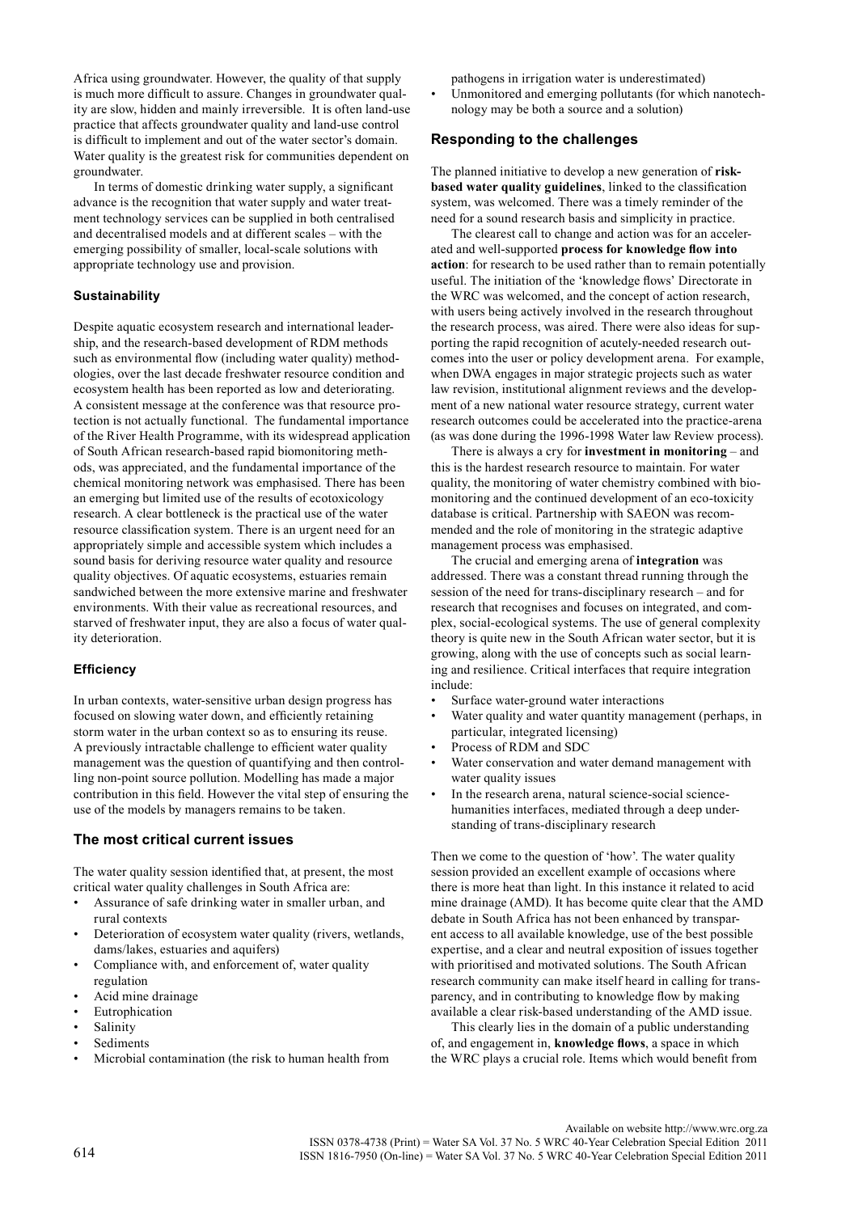Africa using groundwater. However, the quality of that supply is much more difficult to assure. Changes in groundwater quality are slow, hidden and mainly irreversible. It is often land-use practice that affects groundwater quality and land-use control is difficult to implement and out of the water sector's domain. Water quality is the greatest risk for communities dependent on groundwater.

In terms of domestic drinking water supply, a significant advance is the recognition that water supply and water treatment technology services can be supplied in both centralised and decentralised models and at different scales – with the emerging possibility of smaller, local-scale solutions with appropriate technology use and provision.

### Sustainability

Despite aquatic ecosystem research and international leadership, and the research-based development of RDM methods such as environmental flow (including water quality) methodologies, over the last decade freshwater resource condition and ecosystem health has been reported as low and deteriorating. A consistent message at the conference was that resource protection is not actually functional. The fundamental importance of the River Health Programme, with its widespread application of South African research-based rapid biomonitoring methods, was appreciated, and the fundamental importance of the chemical monitoring network was emphasised. There has been an emerging but limited use of the results of ecotoxicology research. A clear bottleneck is the practical use of the water resource classification system. There is an urgent need for an appropriately simple and accessible system which includes a sound basis for deriving resource water quality and resource quality objectives. Of aquatic ecosystems, estuaries remain sandwiched between the more extensive marine and freshwater environments. With their value as recreational resources, and starved of freshwater input, they are also a focus of water quality deterioration.

### Efficiency

In urban contexts, water-sensitive urban design progress has focused on slowing water down, and efficiently retaining storm water in the urban context so as to ensuring its reuse. A previously intractable challenge to efficient water quality management was the question of quantifying and then controlling non-point source pollution. Modelling has made a major contribution in this field. However the vital step of ensuring the use of the models by managers remains to be taken.

## The most critical current issues

The water quality session identified that, at present, the most critical water quality challenges in South Africa are:

- Assurance of safe drinking water in smaller urban, and rural contexts
- Deterioration of ecosystem water quality (rivers, wetlands, dams/lakes, estuaries and aquifers)
- Compliance with, and enforcement of, water quality regulation
- Acid mine drainage
- Eutrophication
- Salinity
- Sediments
- Microbial contamination (the risk to human health from pathogens in irrigation water is underestimated)
- Unmonitored and emerging pollutants (for which nanotechnology may be both a source and a solution)

## Responding to the challenges

The planned initiative to develop a new generation of **risk-based water quality guidelines**, linked to the classification system, was welcomed. There was a timely reminder of the need for a sound research basis and simplicity in practice.

The clearest call to change and action was for an accelerated and well-supported **process for knowledge flow into action**: for research to be used rather than to remain potentially useful. The initiation of the 'knowledge flows' Directorate in the WRC was welcomed, and the concept of action research, with users being actively involved in the research throughout the research process, was aired. There were also ideas for supporting the rapid recognition of acutely-needed research outcomes into the user or policy development arena. For example, when DWA engages in major strategic projects such as water law revision, institutional alignment reviews and the development of a new national water resource strategy, current water research outcomes could be accelerated into the practice-arena (as was done during the 1996-1998 Water law Review process).

There is always a cry for **investment in monitoring** – and this is the hardest research resource to maintain. For water quality, the monitoring of water chemistry combined with biomonitoring and the continued development of an eco-toxicity database is critical. Partnership with SAEON was recommended and the role of monitoring in the strategic adaptive management process was emphasised.

The crucial and emerging arena of **integration** was addressed. There was a constant thread running through the session of the need for trans-disciplinary research – and for research that recognises and focuses on integrated, and complex, social-ecological systems. The use of general complexity theory is quite new in the South African water sector, but it is growing, along with the use of concepts such as social learning and resilience. Critical interfaces that require integration include:

- Surface water-ground water interactions
- Water quality and water quantity management (perhaps, in particular, integrated licensing)
- Process of RDM and SDC
- Water conservation and water demand management with water quality issues
- In the research arena, natural science-social science-humanities interfaces, mediated through a deep understanding of trans-disciplinary research

Then we come to the question of 'how'. The water quality session provided an excellent example of occasions where there is more heat than light. In this instance it related to acid mine drainage (AMD). It has become quite clear that the AMD debate in South Africa has not been enhanced by transparent access to all available knowledge, use of the best possible expertise, and a clear and neutral exposition of issues together with prioritised and motivated solutions. The South African research community can make itself heard in calling for transparency, and in contributing to knowledge flow by making available a clear risk-based understanding of the AMD issue.

This clearly lies in the domain of a public understanding of, and engagement in, **knowledge flows**, a space in which the WRC plays a crucial role. Items which would benefit from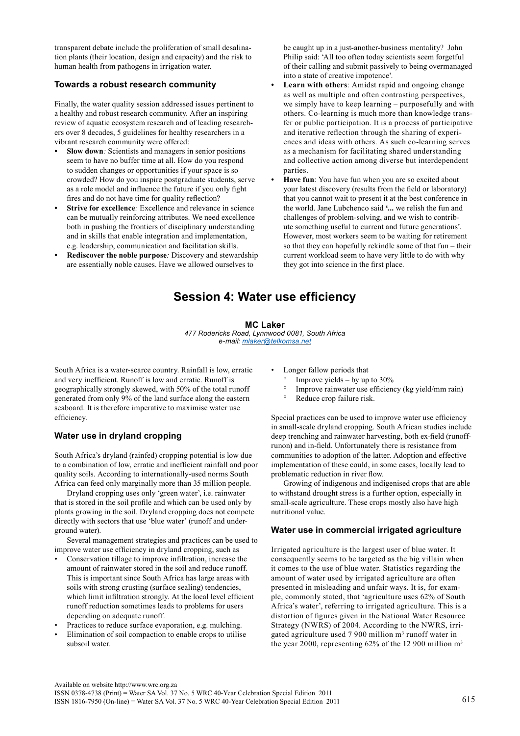transparent debate include the proliferation of small desalination plants (their location, design and capacity) and the risk to human health from pathogens in irrigation water.

### Towards a robust research community

Finally, the water quality session addressed issues pertinent to a healthy and robust research community. After an inspiring review of aquatic ecosystem research and of leading researchers over 8 decades, 5 guidelines for healthy researchers in a vibrant research community were offered:

- **Slow down***:* Scientists and managers in senior positions seem to have no buffer time at all. How do you respond to sudden changes or opportunities if your space is so crowded? How do you inspire postgraduate students, serve as a role model and influence the future if you only fight fires and do not have time for quality reflection?
- **Strive for excellence***:* Excellence and relevance in science can be mutually reinforcing attributes. We need excellence both in pushing the frontiers of disciplinary understanding and in skills that enable integration and implementation, e.g. leadership, communication and facilitation skills.
- **Rediscover the noble purpose***:* Discovery and stewardship are essentially noble causes. Have we allowed ourselves to be caught up in a just-another-business mentality? John Philip said: 'All too often today scientists seem forgetful of their calling and submit passively to being overmanaged into a state of creative impotence'.
- **Learn with others**: Amidst rapid and ongoing change as well as multiple and often contrasting perspectives, we simply have to keep learning – purposefully and with others. Co-learning is much more than knowledge transfer or public participation. It is a process of participative and iterative reflection through the sharing of experiences and ideas with others. As such co-learning serves as a mechanism for facilitating shared understanding and collective action among diverse but interdependent parties.
- **Have fun**: You have fun when you are so excited about your latest discovery (results from the field or laboratory) that you cannot wait to present it at the best conference in the world. Jane Lubchenco said **'...** we relish the fun and challenges of problem-solving, and we wish to contribute something useful to current and future generations'. However, most workers seem to be waiting for retirement so that they can hopefully rekindle some of that fun – their current workload seem to have very little to do with why they got into science in the first place.

# Session 4: Water use efficiency

**MC Laker**
*477 Rodericks Road, Lynnwood 0081, South Africa*
*e-mail: mlaker@telkomsa.net*

South Africa is a water-scarce country. Rainfall is low, erratic and very inefficient. Runoff is low and erratic. Runoff is geographically strongly skewed, with 50% of the total runoff generated from only 9% of the land surface along the eastern seaboard. It is therefore imperative to maximise water use efficiency.

### Water use in dryland cropping

South Africa's dryland (rainfed) cropping potential is low due to a combination of low, erratic and inefficient rainfall and poor quality soils. According to internationally-used norms South Africa can feed only marginally more than 35 million people.

Dryland cropping uses only 'green water', i.e. rainwater that is stored in the soil profile and which can be used only by plants growing in the soil. Dryland cropping does not compete directly with sectors that use 'blue water' (runoff and underground water).

Several management strategies and practices can be used to improve water use efficiency in dryland cropping, such as

- Conservation tillage to improve infiltration, increase the amount of rainwater stored in the soil and reduce runoff. This is important since South Africa has large areas with soils with strong crusting (surface sealing) tendencies, which limit infiltration strongly. At the local level efficient runoff reduction sometimes leads to problems for users depending on adequate runoff.
- Practices to reduce surface evaporation, e.g. mulching.
- Elimination of soil compaction to enable crops to utilise subsoil water.
- Longer fallow periods that
    - Improve yields – by up to 30%
    - Improve rainwater use efficiency (kg yield/mm rain)
    - Reduce crop failure risk.

Special practices can be used to improve water use efficiency in small-scale dryland cropping. South African studies include deep trenching and rainwater harvesting, both ex-field (runoff-runon) and in-field. Unfortunately there is resistance from communities to adoption of the latter. Adoption and effective implementation of these could, in some cases, locally lead to problematic reduction in river flow.

Growing of indigenous and indigenised crops that are able to withstand drought stress is a further option, especially in small-scale agriculture. These crops mostly also have high nutritional value.

### Water use in commercial irrigated agriculture

Irrigated agriculture is the largest user of blue water. It consequently seems to be targeted as the big villain when it comes to the use of blue water. Statistics regarding the amount of water used by irrigated agriculture are often presented in misleading and unfair ways. It is, for example, commonly stated, that 'agriculture uses 62% of South Africa's water', referring to irrigated agriculture. This is a distortion of figures given in the National Water Resource Strategy (NWRS) of 2004. According to the NWRS, irrigated agriculture used 7 900 million $m^3$ runoff water in the year 2000, representing 62% of the 12 900 million $m^3$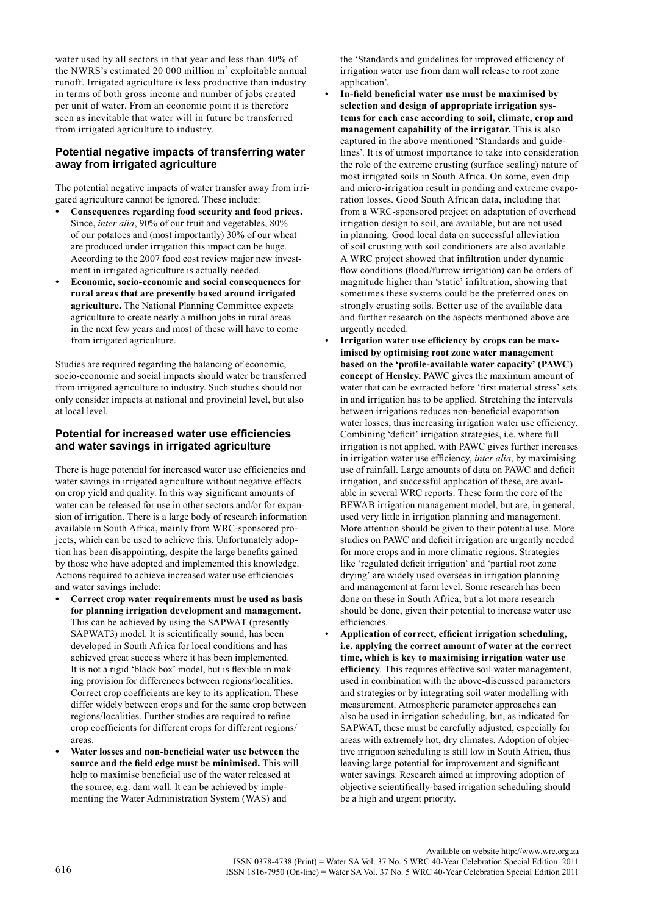water used by all sectors in that year and less than 40% of the NWRS's estimated 20 000 million m$^3$ exploitable annual runoff. Irrigated agriculture is less productive than industry in terms of both gross income and number of jobs created per unit of water. From an economic point it is therefore seen as inevitable that water will in future be transferred from irrigated agriculture to industry.

## Potential negative impacts of transferring water away from irrigated agriculture

The potential negative impacts of water transfer away from irrigated agriculture cannot be ignored. These include:

- **Consequences regarding food security and food prices.** Since, *inter alia*, 90% of our fruit and vegetables, 80% of our potatoes and (most importantly) 30% of our wheat are produced under irrigation this impact can be huge. According to the 2007 food cost review major new investment in irrigated agriculture is actually needed.
- **Economic, socio-economic and social consequences for rural areas that are presently based around irrigated agriculture.** The National Planning Committee expects agriculture to create nearly a million jobs in rural areas in the next few years and most of these will have to come from irrigated agriculture.

Studies are required regarding the balancing of economic, socio-economic and social impacts should water be transferred from irrigated agriculture to industry. Such studies should not only consider impacts at national and provincial level, but also at local level.

## Potential for increased water use efficiencies and water savings in irrigated agriculture

There is huge potential for increased water use efficiencies and water savings in irrigated agriculture without negative effects on crop yield and quality. In this way significant amounts of water can be released for use in other sectors and/or for expansion of irrigation. There is a large body of research information available in South Africa, mainly from WRC-sponsored projects, which can be used to achieve this. Unfortunately adoption has been disappointing, despite the large benefits gained by those who have adopted and implemented this knowledge. Actions required to achieve increased water use efficiencies and water savings include:

- **Correct crop water requirements must be used as basis for planning irrigation development and management.** This can be achieved by using the SAPWAT (presently SAPWAT3) model. It is scientifically sound, has been developed in South Africa for local conditions and has achieved great success where it has been implemented. It is not a rigid 'black box' model, but is flexible in making provision for differences between regions/localities. Correct crop coefficients are key to its application. These differ widely between crops and for the same crop between regions/localities. Further studies are required to refine crop coefficients for different crops for different regions/areas.
- **Water losses and non-beneficial water use between the source and the field edge must be minimised.** This will help to maximise beneficial use of the water released at the source, e.g. dam wall. It can be achieved by implementing the Water Administration System (WAS) and the 'Standards and guidelines for improved efficiency of irrigation water use from dam wall release to root zone application'.
- **In-field beneficial water use must be maximised by selection and design of appropriate irrigation systems for each case according to soil, climate, crop and management capability of the irrigator.** This is also captured in the above mentioned 'Standards and guidelines'. It is of utmost importance to take into consideration the role of the extreme crusting (surface sealing) nature of most irrigated soils in South Africa. On some, even drip and micro-irrigation result in ponding and extreme evaporation losses. Good South African data, including that from a WRC-sponsored project on adaptation of overhead irrigation design to soil, are available, but are not used in planning. Good local data on successful alleviation of soil crusting with soil conditioners are also available. A WRC project showed that infiltration under dynamic flow conditions (flood/furrow irrigation) can be orders of magnitude higher than 'static' infiltration, showing that sometimes these systems could be the preferred ones on strongly crusting soils. Better use of the available data and further research on the aspects mentioned above are urgently needed.
- **Irrigation water use efficiency by crops can be maximised by optimising root zone water management based on the 'profile-available water capacity' (PAWC) concept of Hensley.** PAWC gives the maximum amount of water that can be extracted before 'first material stress' sets in and irrigation has to be applied. Stretching the intervals between irrigations reduces non-beneficial evaporation water losses, thus increasing irrigation water use efficiency. Combining 'deficit' irrigation strategies, i.e. where full irrigation is not applied, with PAWC gives further increases in irrigation water use efficiency, *inter alia*, by maximising use of rainfall. Large amounts of data on PAWC and deficit irrigation, and successful application of these, are available in several WRC reports. These form the core of the BEWAB irrigation management model, but are, in general, used very little in irrigation planning and management. More attention should be given to their potential use. More studies on PAWC and deficit irrigation are urgently needed for more crops and in more climatic regions. Strategies like 'regulated deficit irrigation' and 'partial root zone drying' are widely used overseas in irrigation planning and management at farm level. Some research has been done on these in South Africa, but a lot more research should be done, given their potential to increase water use efficiencies.
- **Application of correct, efficient irrigation scheduling, i.e. applying the correct amount of water at the correct time, which is key to maximising irrigation water use efficiency**. This requires effective soil water management, used in combination with the above-discussed parameters and strategies or by integrating soil water modelling with measurement. Atmospheric parameter approaches can also be used in irrigation scheduling, but, as indicated for SAPWAT, these must be carefully adjusted, especially for areas with extremely hot, dry climates. Adoption of objective irrigation scheduling is still low in South Africa, thus leaving large potential for improvement and significant water savings. Research aimed at improving adoption of objective scientifically-based irrigation scheduling should be a high and urgent priority.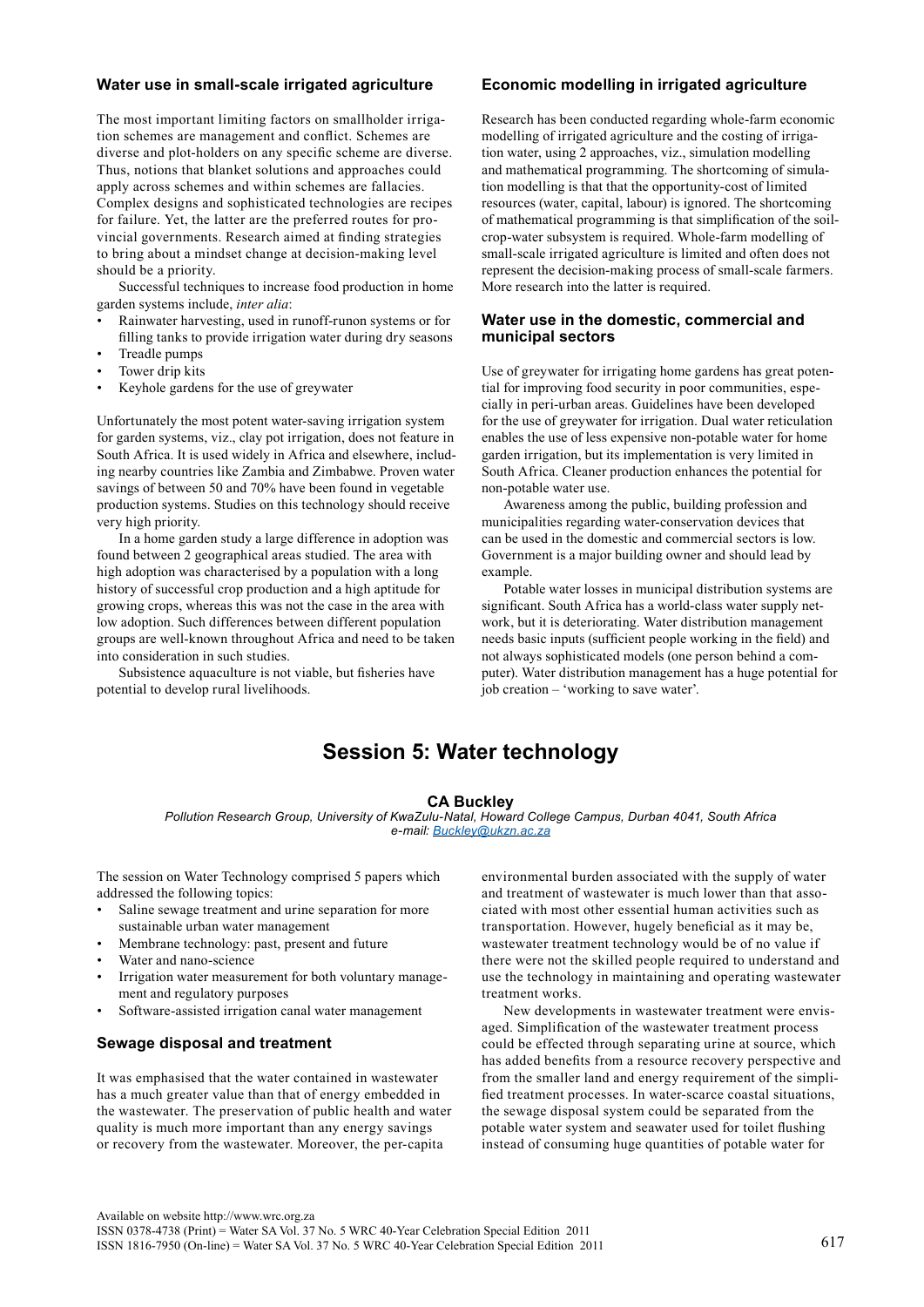### Water use in small-scale irrigated agriculture

The most important limiting factors on smallholder irrigation schemes are management and conflict. Schemes are diverse and plot-holders on any specific scheme are diverse. Thus, notions that blanket solutions and approaches could apply across schemes and within schemes are fallacies. Complex designs and sophisticated technologies are recipes for failure. Yet, the latter are the preferred routes for provincial governments. Research aimed at finding strategies to bring about a mindset change at decision-making level should be a priority.

Successful techniques to increase food production in home garden systems include, *inter alia*:

- Rainwater harvesting, used in runoff-runon systems or for filling tanks to provide irrigation water during dry seasons
- Treadle pumps
- Tower drip kits
- Keyhole gardens for the use of greywater

Unfortunately the most potent water-saving irrigation system for garden systems, viz., clay pot irrigation, does not feature in South Africa. It is used widely in Africa and elsewhere, including nearby countries like Zambia and Zimbabwe. Proven water savings of between 50 and 70% have been found in vegetable production systems. Studies on this technology should receive very high priority.

In a home garden study a large difference in adoption was found between 2 geographical areas studied. The area with high adoption was characterised by a population with a long history of successful crop production and a high aptitude for growing crops, whereas this was not the case in the area with low adoption. Such differences between different population groups are well-known throughout Africa and need to be taken into consideration in such studies.

Subsistence aquaculture is not viable, but fisheries have potential to develop rural livelihoods.

### Economic modelling in irrigated agriculture

Research has been conducted regarding whole-farm economic modelling of irrigated agriculture and the costing of irrigation water, using 2 approaches, viz., simulation modelling and mathematical programming. The shortcoming of simulation modelling is that that the opportunity-cost of limited resources (water, capital, labour) is ignored. The shortcoming of mathematical programming is that simplification of the soil-crop-water subsystem is required. Whole-farm modelling of small-scale irrigated agriculture is limited and often does not represent the decision-making process of small-scale farmers. More research into the latter is required.

### Water use in the domestic, commercial and municipal sectors

Use of greywater for irrigating home gardens has great potential for improving food security in poor communities, especially in peri-urban areas. Guidelines have been developed for the use of greywater for irrigation. Dual water reticulation enables the use of less expensive non-potable water for home garden irrigation, but its implementation is very limited in South Africa. Cleaner production enhances the potential for non-potable water use.

Awareness among the public, building profession and municipalities regarding water-conservation devices that can be used in the domestic and commercial sectors is low. Government is a major building owner and should lead by example.

Potable water losses in municipal distribution systems are significant. South Africa has a world-class water supply network, but it is deteriorating. Water distribution management needs basic inputs (sufficient people working in the field) and not always sophisticated models (one person behind a computer). Water distribution management has a huge potential for job creation – 'working to save water'.

## Session 5: Water technology

**CA Buckley**

*Pollution Research Group, University of KwaZulu-Natal, Howard College Campus, Durban 4041, South Africa*
*e-mail: Buckley@ukzn.ac.za*

The session on Water Technology comprised 5 papers which addressed the following topics:

- Saline sewage treatment and urine separation for more sustainable urban water management
- Membrane technology: past, present and future
- Water and nano-science
- Irrigation water measurement for both voluntary management and regulatory purposes
- Software-assisted irrigation canal water management

### Sewage disposal and treatment

It was emphasised that the water contained in wastewater has a much greater value than that of energy embedded in the wastewater. The preservation of public health and water quality is much more important than any energy savings or recovery from the wastewater. Moreover, the per-capita environmental burden associated with the supply of water and treatment of wastewater is much lower than that associated with most other essential human activities such as transportation. However, hugely beneficial as it may be, wastewater treatment technology would be of no value if there were not the skilled people required to understand and use the technology in maintaining and operating wastewater treatment works.

New developments in wastewater treatment were envisaged. Simplification of the wastewater treatment process could be effected through separating urine at source, which has added benefits from a resource recovery perspective and from the smaller land and energy requirement of the simplified treatment processes. In water-scarce coastal situations, the sewage disposal system could be separated from the potable water system and seawater used for toilet flushing instead of consuming huge quantities of potable water for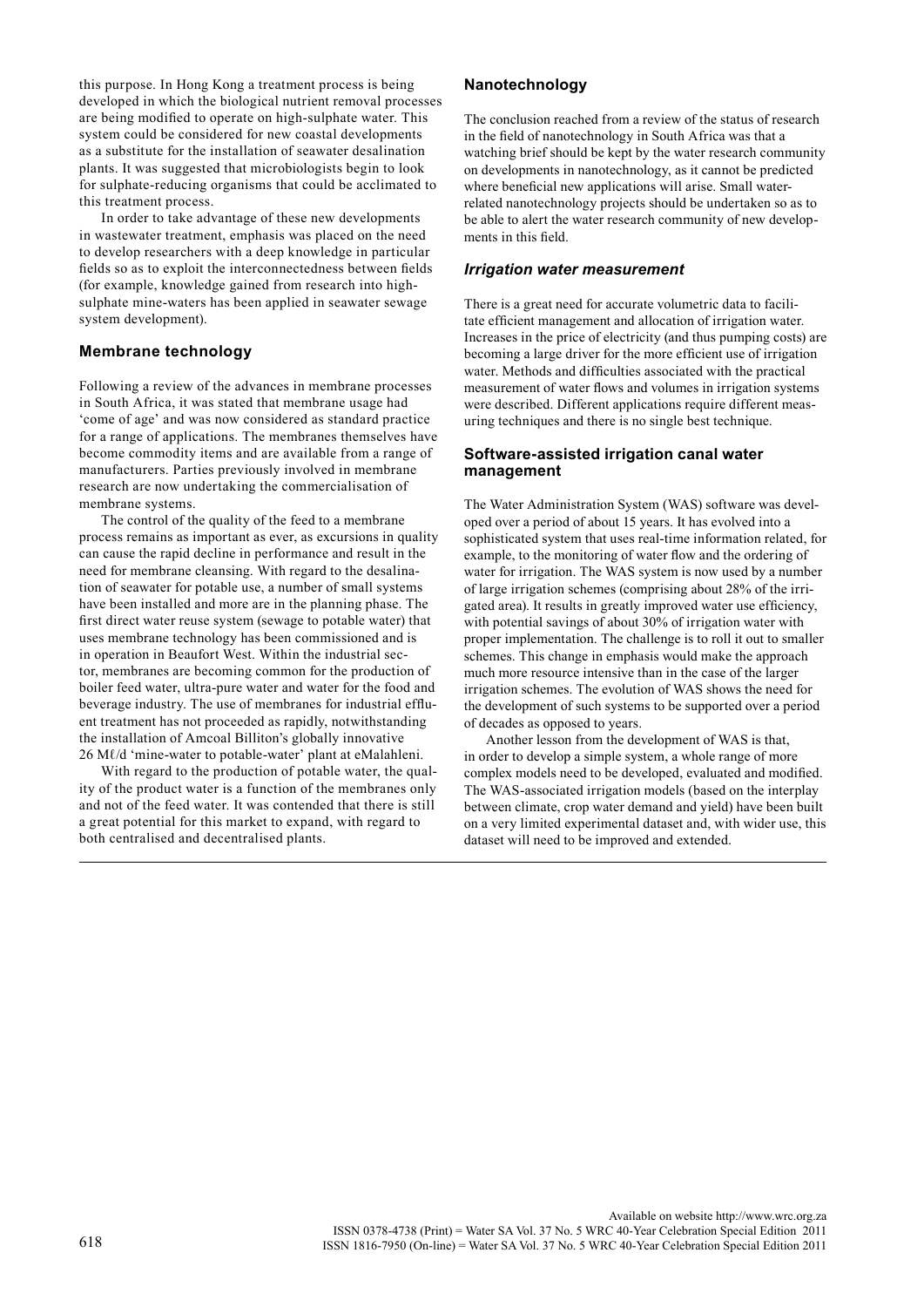this purpose. In Hong Kong a treatment process is being developed in which the biological nutrient removal processes are being modified to operate on high-sulphate water. This system could be considered for new coastal developments as a substitute for the installation of seawater desalination plants. It was suggested that microbiologists begin to look for sulphate-reducing organisms that could be acclimated to this treatment process.

In order to take advantage of these new developments in wastewater treatment, emphasis was placed on the need to develop researchers with a deep knowledge in particular fields so as to exploit the interconnectedness between fields (for example, knowledge gained from research into high-sulphate mine-waters has been applied in seawater sewage system development).

### Membrane technology

Following a review of the advances in membrane processes in South Africa, it was stated that membrane usage had 'come of age' and was now considered as standard practice for a range of applications. The membranes themselves have become commodity items and are available from a range of manufacturers. Parties previously involved in membrane research are now undertaking the commercialisation of membrane systems.

The control of the quality of the feed to a membrane process remains as important as ever, as excursions in quality can cause the rapid decline in performance and result in the need for membrane cleansing. With regard to the desalination of seawater for potable use, a number of small systems have been installed and more are in the planning phase. The first direct water reuse system (sewage to potable water) that uses membrane technology has been commissioned and is in operation in Beaufort West. Within the industrial sector, membranes are becoming common for the production of boiler feed water, ultra-pure water and water for the food and beverage industry. The use of membranes for industrial effluent treatment has not proceeded as rapidly, notwithstanding the installation of Amcoal Billiton's globally innovative 26 Mℓ/d 'mine-water to potable-water' plant at eMalahleni.

With regard to the production of potable water, the quality of the product water is a function of the membranes only and not of the feed water. It was contended that there is still a great potential for this market to expand, with regard to both centralised and decentralised plants.

### Nanotechnology

The conclusion reached from a review of the status of research in the field of nanotechnology in South Africa was that a watching brief should be kept by the water research community on developments in nanotechnology, as it cannot be predicted where beneficial new applications will arise. Small water-related nanotechnology projects should be undertaken so as to be able to alert the water research community of new developments in this field.

### *Irrigation water measurement*

There is a great need for accurate volumetric data to facilitate efficient management and allocation of irrigation water. Increases in the price of electricity (and thus pumping costs) are becoming a large driver for the more efficient use of irrigation water. Methods and difficulties associated with the practical measurement of water flows and volumes in irrigation systems were described. Different applications require different measuring techniques and there is no single best technique.

### Software-assisted irrigation canal water management

The Water Administration System (WAS) software was developed over a period of about 15 years. It has evolved into a sophisticated system that uses real-time information related, for example, to the monitoring of water flow and the ordering of water for irrigation. The WAS system is now used by a number of large irrigation schemes (comprising about 28% of the irrigated area). It results in greatly improved water use efficiency, with potential savings of about 30% of irrigation water with proper implementation. The challenge is to roll it out to smaller schemes. This change in emphasis would make the approach much more resource intensive than in the case of the larger irrigation schemes. The evolution of WAS shows the need for the development of such systems to be supported over a period of decades as opposed to years.

Another lesson from the development of WAS is that, in order to develop a simple system, a whole range of more complex models need to be developed, evaluated and modified. The WAS-associated irrigation models (based on the interplay between climate, crop water demand and yield) have been built on a very limited experimental dataset and, with wider use, this dataset will need to be improved and extended.